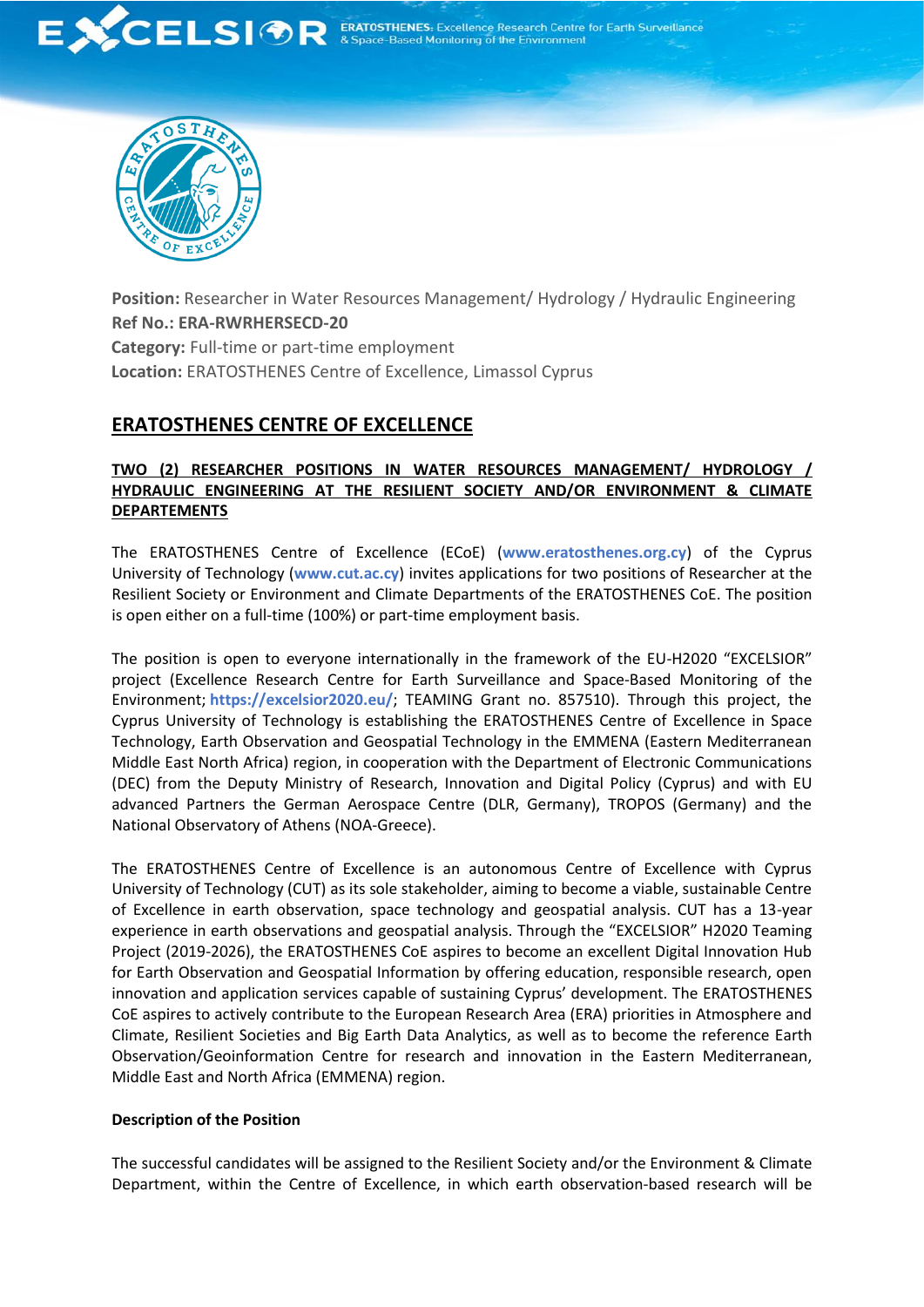**Position:** Researcher in Water Resources Management/ Hydrology / Hydraulic Engineering
**Ref No.: ERA-RWRHERSECD-20**
**Category:** Full-time or part-time employment
**Location:** ERATOSTHENES Centre of Excellence, Limassol Cyprus

## ERATOSTHENES CENTRE OF EXCELLENCE

### TWO (2) RESEARCHER POSITIONS IN WATER RESOURCES MANAGEMENT/ HYDROLOGY / HYDRAULIC ENGINEERING AT THE RESILIENT SOCIETY AND/OR ENVIRONMENT & CLIMATE DEPARTEMENTS

The ERATOSTHENES Centre of Excellence (ECoE) (**www.eratosthenes.org.cy**) of the Cyprus University of Technology (**www.cut.ac.cy**) invites applications for two positions of Researcher at the Resilient Society or Environment and Climate Departments of the ERATOSTHENES CoE. The position is open either on a full-time (100%) or part-time employment basis.

The position is open to everyone internationally in the framework of the EU-H2020 "EXCELSIOR" project (Excellence Research Centre for Earth Surveillance and Space-Based Monitoring of the Environment; **https://excelsior2020.eu/**; TEAMING Grant no. 857510). Through this project, the Cyprus University of Technology is establishing the ERATOSTHENES Centre of Excellence in Space Technology, Earth Observation and Geospatial Technology in the EMMENA (Eastern Mediterranean Middle East North Africa) region, in cooperation with the Department of Electronic Communications (DEC) from the Deputy Ministry of Research, Innovation and Digital Policy (Cyprus) and with EU advanced Partners the German Aerospace Centre (DLR, Germany), TROPOS (Germany) and the National Observatory of Athens (NOA-Greece).

The ERATOSTHENES Centre of Excellence is an autonomous Centre of Excellence with Cyprus University of Technology (CUT) as its sole stakeholder, aiming to become a viable, sustainable Centre of Excellence in earth observation, space technology and geospatial analysis. CUT has a 13-year experience in earth observations and geospatial analysis. Through the "EXCELSIOR" H2020 Teaming Project (2019-2026), the ERATOSTHENES CoE aspires to become an excellent Digital Innovation Hub for Earth Observation and Geospatial Information by offering education, responsible research, open innovation and application services capable of sustaining Cyprus' development. The ERATOSTHENES CoE aspires to actively contribute to the European Research Area (ERA) priorities in Atmosphere and Climate, Resilient Societies and Big Earth Data Analytics, as well as to become the reference Earth Observation/Geoinformation Centre for research and innovation in the Eastern Mediterranean, Middle East and North Africa (EMMENA) region.

**Description of the Position**

The successful candidates will be assigned to the Resilient Society and/or the Environment & Climate Department, within the Centre of Excellence, in which earth observation-based research will be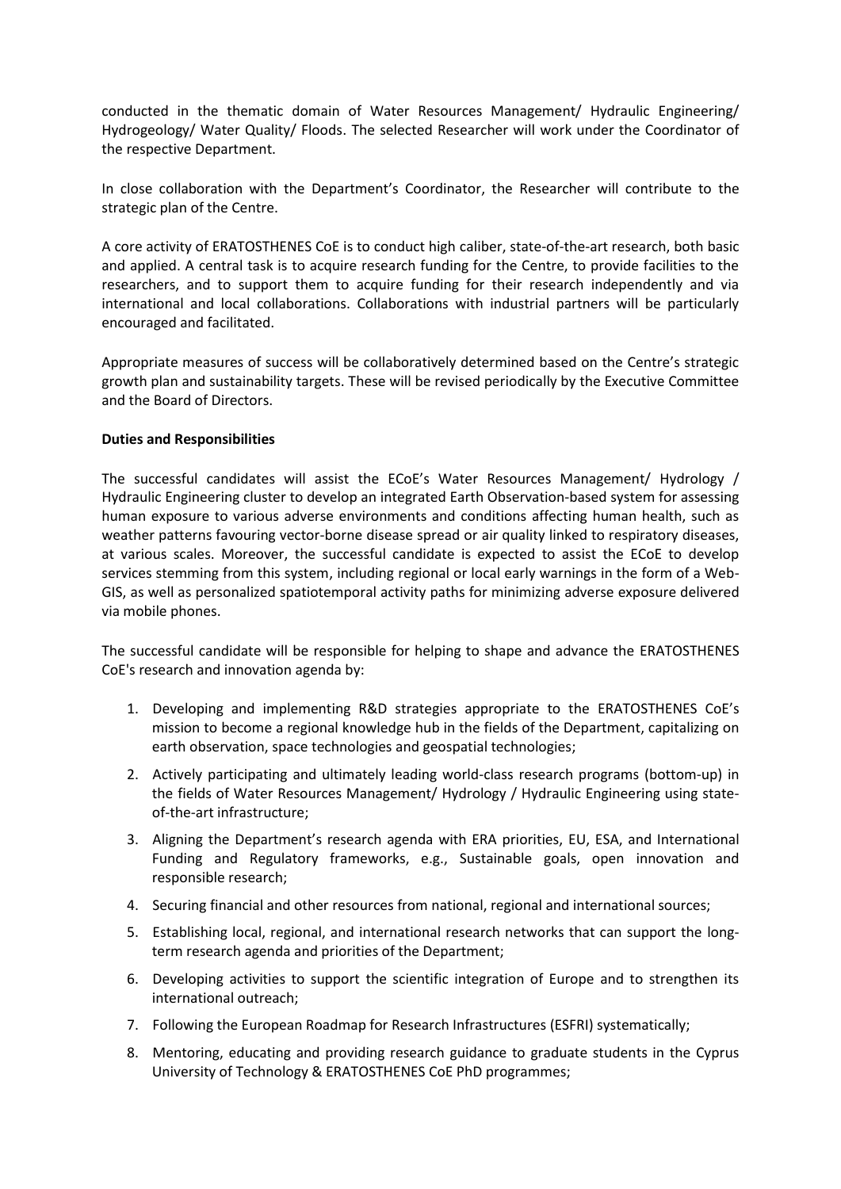conducted in the thematic domain of Water Resources Management/ Hydraulic Engineering/ Hydrogeology/ Water Quality/ Floods. The selected Researcher will work under the Coordinator of the respective Department.

In close collaboration with the Department's Coordinator, the Researcher will contribute to the strategic plan of the Centre.

A core activity of ERATOSTHENES CoE is to conduct high caliber, state-of-the-art research, both basic and applied. A central task is to acquire research funding for the Centre, to provide facilities to the researchers, and to support them to acquire funding for their research independently and via international and local collaborations. Collaborations with industrial partners will be particularly encouraged and facilitated.

Appropriate measures of success will be collaboratively determined based on the Centre's strategic growth plan and sustainability targets. These will be revised periodically by the Executive Committee and the Board of Directors.

**Duties and Responsibilities**

The successful candidates will assist the ECoE's Water Resources Management/ Hydrology / Hydraulic Engineering cluster to develop an integrated Earth Observation-based system for assessing human exposure to various adverse environments and conditions affecting human health, such as weather patterns favouring vector-borne disease spread or air quality linked to respiratory diseases, at various scales. Moreover, the successful candidate is expected to assist the ECoE to develop services stemming from this system, including regional or local early warnings in the form of a Web-GIS, as well as personalized spatiotemporal activity paths for minimizing adverse exposure delivered via mobile phones.

The successful candidate will be responsible for helping to shape and advance the ERATOSTHENES CoE's research and innovation agenda by:

1. Developing and implementing R&D strategies appropriate to the ERATOSTHENES CoE's mission to become a regional knowledge hub in the fields of the Department, capitalizing on earth observation, space technologies and geospatial technologies;
2. Actively participating and ultimately leading world-class research programs (bottom-up) in the fields of Water Resources Management/ Hydrology / Hydraulic Engineering using state-of-the-art infrastructure;
3. Aligning the Department's research agenda with ERA priorities, EU, ESA, and International Funding and Regulatory frameworks, e.g., Sustainable goals, open innovation and responsible research;
4. Securing financial and other resources from national, regional and international sources;
5. Establishing local, regional, and international research networks that can support the long-term research agenda and priorities of the Department;
6. Developing activities to support the scientific integration of Europe and to strengthen its international outreach;
7. Following the European Roadmap for Research Infrastructures (ESFRI) systematically;
8. Mentoring, educating and providing research guidance to graduate students in the Cyprus University of Technology & ERATOSTHENES CoE PhD programmes;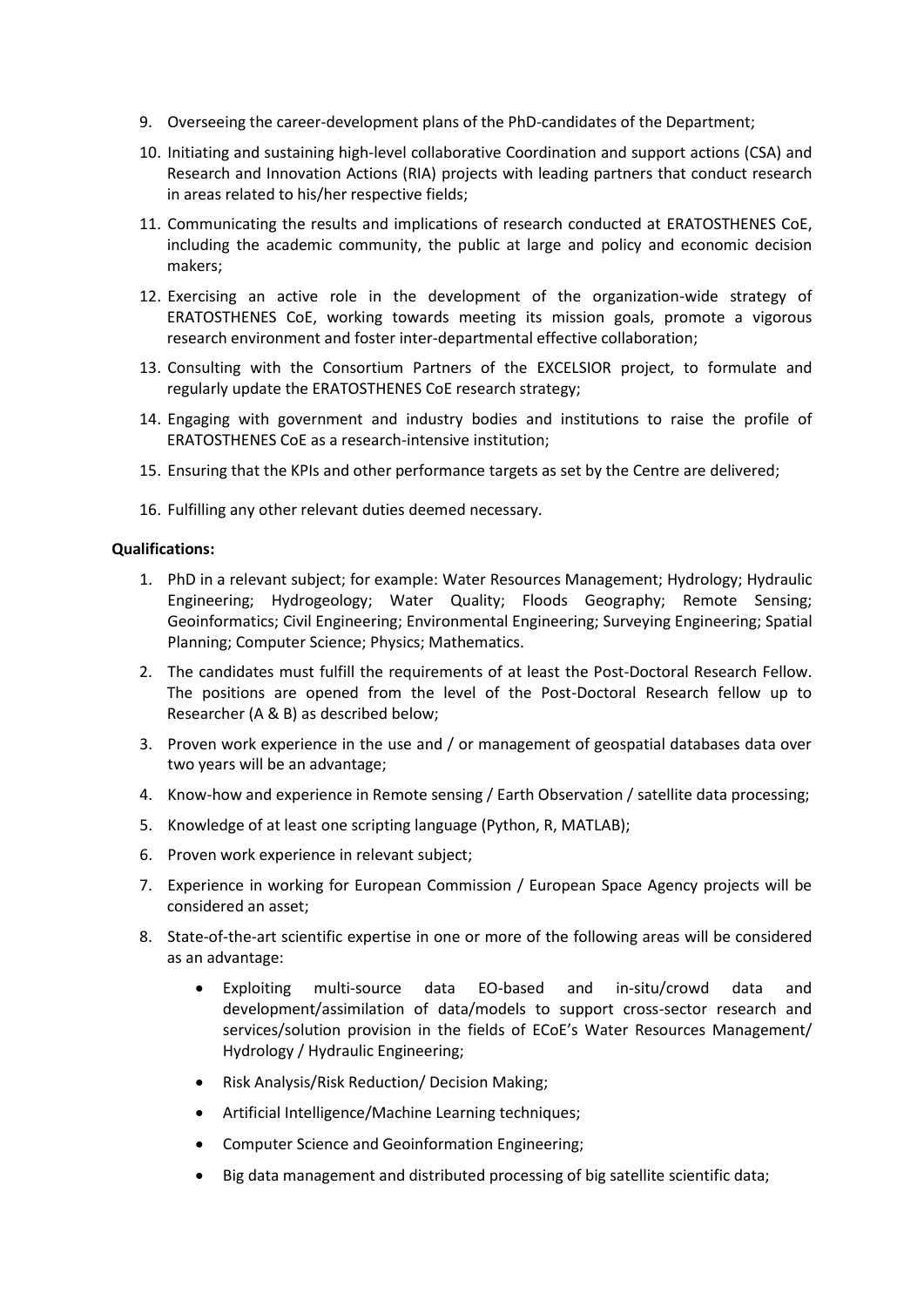9. Overseeing the career-development plans of the PhD-candidates of the Department;
10. Initiating and sustaining high-level collaborative Coordination and support actions (CSA) and Research and Innovation Actions (RIA) projects with leading partners that conduct research in areas related to his/her respective fields;
11. Communicating the results and implications of research conducted at ERATOSTHENES CoE, including the academic community, the public at large and policy and economic decision makers;
12. Exercising an active role in the development of the organization-wide strategy of ERATOSTHENES CoE, working towards meeting its mission goals, promote a vigorous research environment and foster inter-departmental effective collaboration;
13. Consulting with the Consortium Partners of the EXCELSIOR project, to formulate and regularly update the ERATOSTHENES CoE research strategy;
14. Engaging with government and industry bodies and institutions to raise the profile of ERATOSTHENES CoE as a research-intensive institution;
15. Ensuring that the KPIs and other performance targets as set by the Centre are delivered;
16. Fulfilling any other relevant duties deemed necessary.

**Qualifications:**

1. PhD in a relevant subject; for example: Water Resources Management; Hydrology; Hydraulic Engineering; Hydrogeology; Water Quality; Floods Geography; Remote Sensing; Geoinformatics; Civil Engineering; Environmental Engineering; Surveying Engineering; Spatial Planning; Computer Science; Physics; Mathematics.
2. The candidates must fulfill the requirements of at least the Post-Doctoral Research Fellow. The positions are opened from the level of the Post-Doctoral Research fellow up to Researcher (A & B) as described below;
3. Proven work experience in the use and / or management of geospatial databases data over two years will be an advantage;
4. Know-how and experience in Remote sensing / Earth Observation / satellite data processing;
5. Knowledge of at least one scripting language (Python, R, MATLAB);
6. Proven work experience in relevant subject;
7. Experience in working for European Commission / European Space Agency projects will be considered an asset;
8. State-of-the-art scientific expertise in one or more of the following areas will be considered as an advantage:
    - Exploiting multi-source data EO-based and in-situ/crowd data and development/assimilation of data/models to support cross-sector research and services/solution provision in the fields of ECoE's Water Resources Management/ Hydrology / Hydraulic Engineering;
    - Risk Analysis/Risk Reduction/ Decision Making;
    - Artificial Intelligence/Machine Learning techniques;
    - Computer Science and Geoinformation Engineering;
    - Big data management and distributed processing of big satellite scientific data;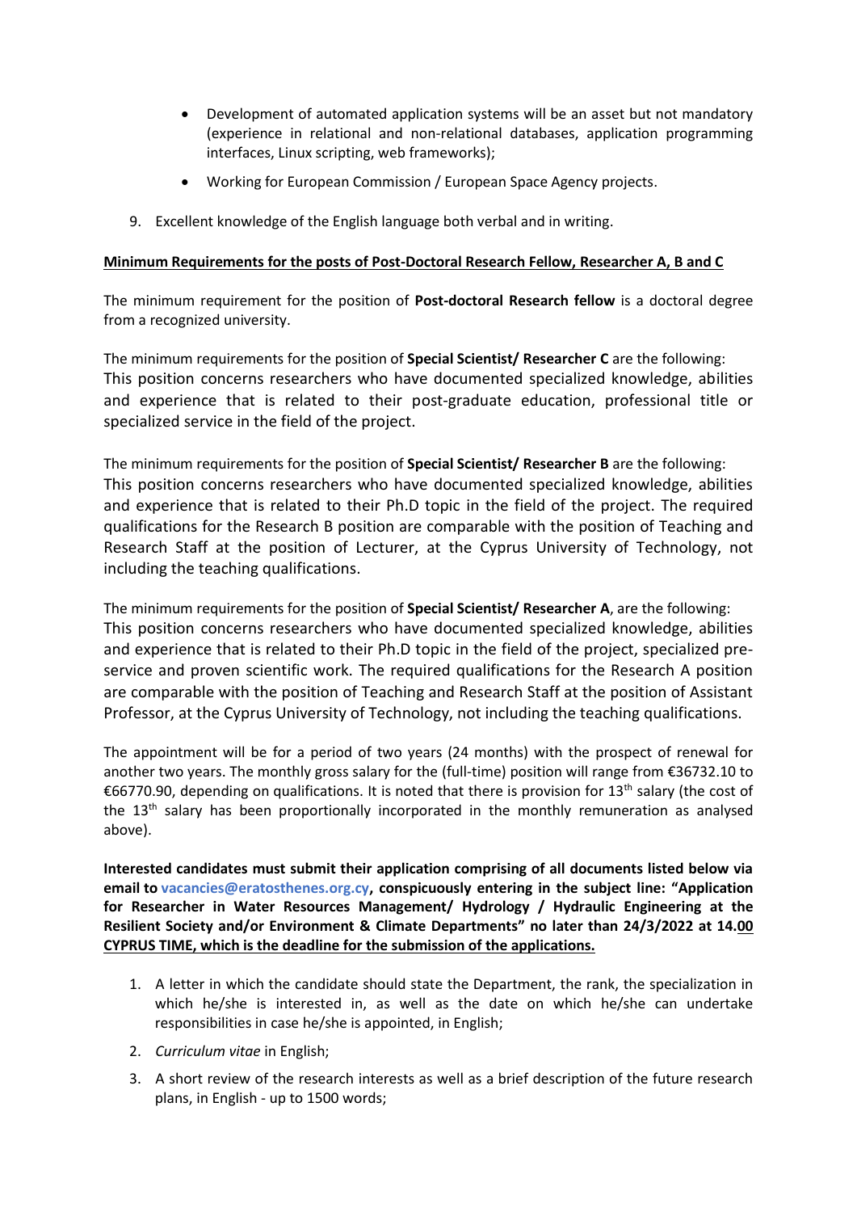- Development of automated application systems will be an asset but not mandatory (experience in relational and non-relational databases, application programming interfaces, Linux scripting, web frameworks);
- Working for European Commission / European Space Agency projects.

9. Excellent knowledge of the English language both verbal and in writing.

**Minimum Requirements for the posts of Post-Doctoral Research Fellow, Researcher A, B and C**

The minimum requirement for the position of **Post-doctoral Research fellow** is a doctoral degree from a recognized university.

The minimum requirements for the position of **Special Scientist/ Researcher C** are the following:
This position concerns researchers who have documented specialized knowledge, abilities and experience that is related to their post-graduate education, professional title or specialized service in the field of the project.

The minimum requirements for the position of **Special Scientist/ Researcher B** are the following:
This position concerns researchers who have documented specialized knowledge, abilities and experience that is related to their Ph.D topic in the field of the project. The required qualifications for the Research B position are comparable with the position of Teaching and Research Staff at the position of Lecturer, at the Cyprus University of Technology, not including the teaching qualifications.

The minimum requirements for the position of **Special Scientist/ Researcher A**, are the following:
This position concerns researchers who have documented specialized knowledge, abilities and experience that is related to their Ph.D topic in the field of the project, specialized pre-service and proven scientific work. The required qualifications for the Research A position are comparable with the position of Teaching and Research Staff at the position of Assistant Professor, at the Cyprus University of Technology, not including the teaching qualifications.

The appointment will be for a period of two years (24 months) with the prospect of renewal for another two years. The monthly gross salary for the (full-time) position will range from €36732.10 to €66770.90, depending on qualifications. It is noted that there is provision for 13th salary (the cost of the 13th salary has been proportionally incorporated in the monthly remuneration as analysed above).

**Interested candidates must submit their application comprising of all documents listed below via email to vacancies@eratosthenes.org.cy, conspicuously entering in the subject line: "Application for Researcher in Water Resources Management/ Hydrology / Hydraulic Engineering at the Resilient Society and/or Environment & Climate Departments" no later than 24/3/2022 at 14.00 CYPRUS TIME, which is the deadline for the submission of the applications.**

1. A letter in which the candidate should state the Department, the rank, the specialization in which he/she is interested in, as well as the date on which he/she can undertake responsibilities in case he/she is appointed, in English;
2. *Curriculum vitae* in English;
3. A short review of the research interests as well as a brief description of the future research plans, in English - up to 1500 words;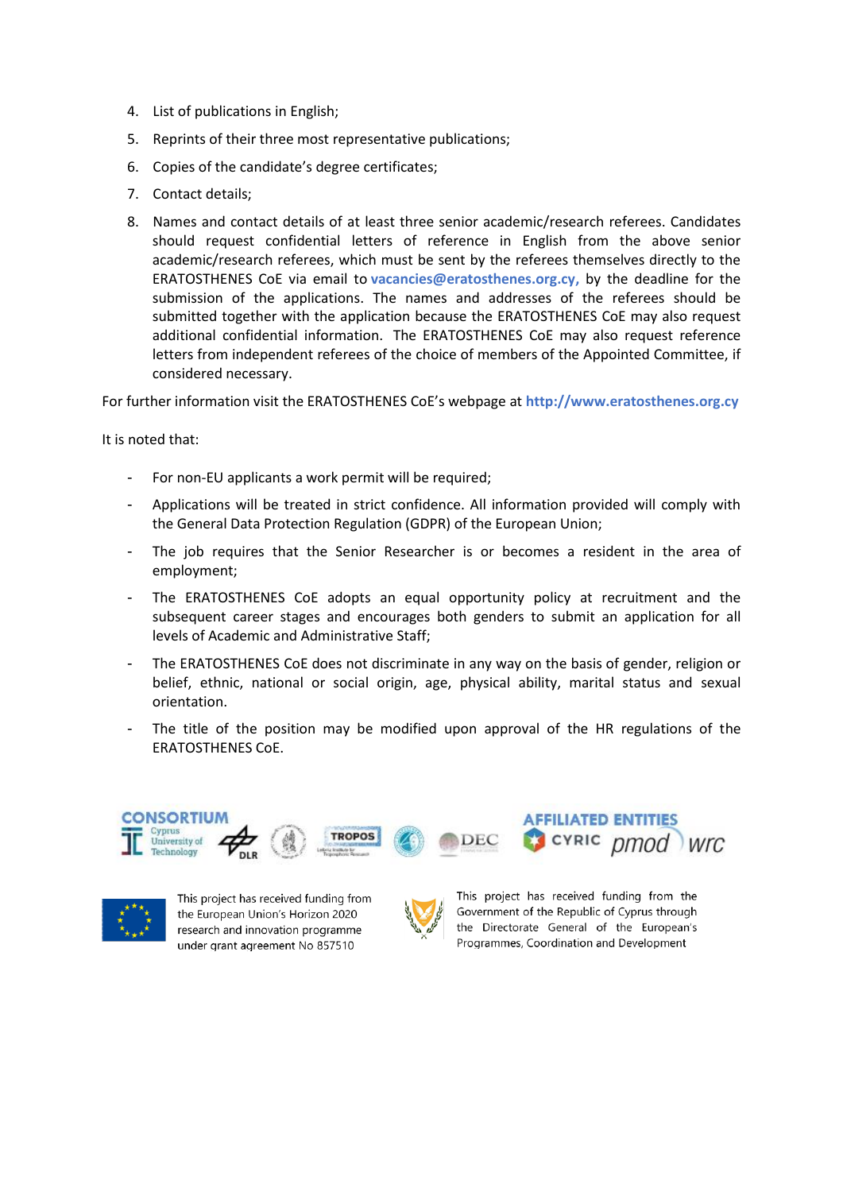4. List of publications in English;
5. Reprints of their three most representative publications;
6. Copies of the candidate's degree certificates;
7. Contact details;
8. Names and contact details of at least three senior academic/research referees. Candidates should request confidential letters of reference in English from the above senior academic/research referees, which must be sent by the referees themselves directly to the ERATOSTHENES CoE via email to **vacancies@eratosthenes.org.cy,** by the deadline for the submission of the applications. The names and addresses of the referees should be submitted together with the application because the ERATOSTHENES CoE may also request additional confidential information. The ERATOSTHENES CoE may also request reference letters from independent referees of the choice of members of the Appointed Committee, if considered necessary.

For further information visit the ERATOSTHENES CoE's webpage at **http://www.eratosthenes.org.cy**

It is noted that:

- For non-EU applicants a work permit will be required;
- Applications will be treated in strict confidence. All information provided will comply with the General Data Protection Regulation (GDPR) of the European Union;
- The job requires that the Senior Researcher is or becomes a resident in the area of employment;
- The ERATOSTHENES CoE adopts an equal opportunity policy at recruitment and the subsequent career stages and encourages both genders to submit an application for all levels of Academic and Administrative Staff;
- The ERATOSTHENES CoE does not discriminate in any way on the basis of gender, religion or belief, ethnic, national or social origin, age, physical ability, marital status and sexual orientation.
- The title of the position may be modified upon approval of the HR regulations of the ERATOSTHENES CoE.

CONSORTIUM
Cyprus University of Technology
DLR
TROPOS
DEC

AFFILIATED ENTITIES
CYRIC
pmod
wrc

This project has received funding from the European Union's Horizon 2020 research and innovation programme under grant agreement No 857510

This project has received funding from the Government of the Republic of Cyprus through the Directorate General of the European's Programmes, Coordination and Development